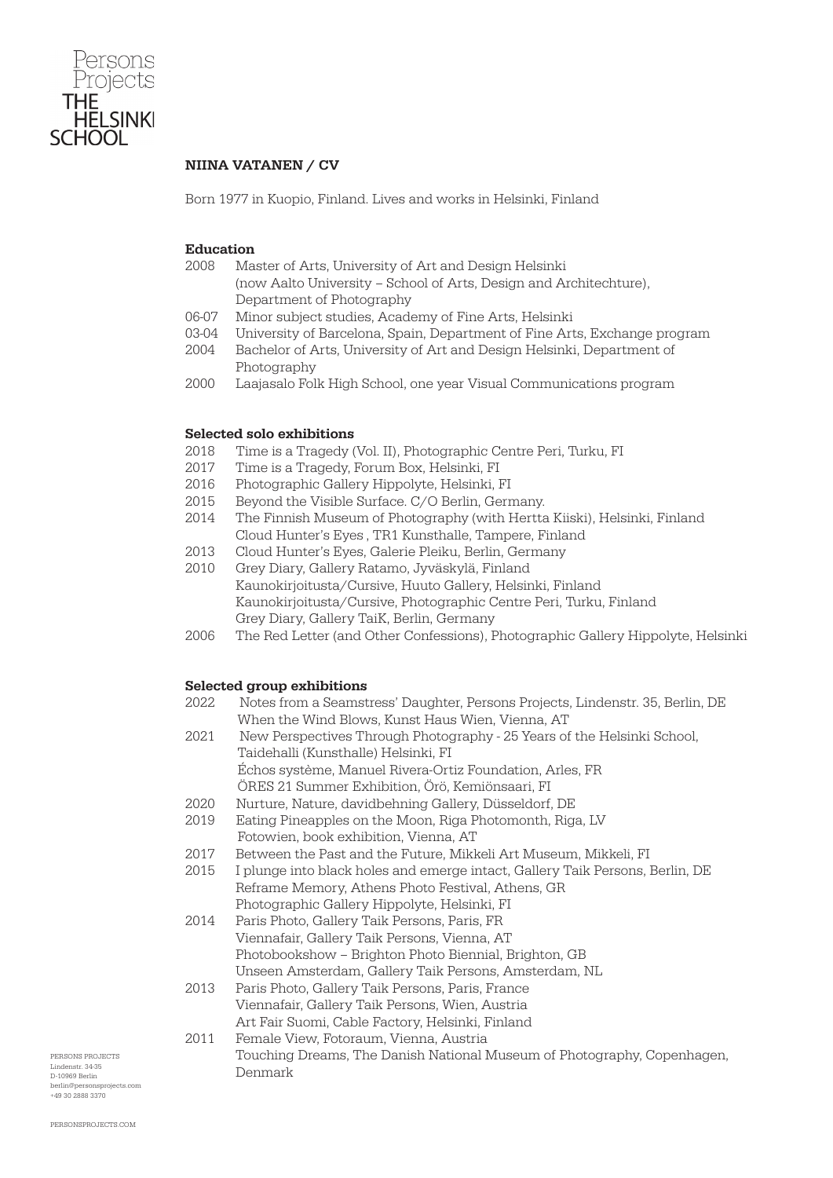Persons Projects
THE HELSINKI SCHOOL

## NIINA VATANEN / CV

Born 1977 in Kuopio, Finland. Lives and works in Helsinki, Finland

### Education

2008 Master of Arts, University of Art and Design Helsinki (now Aalto University – School of Arts, Design and Architechture), Department of Photography
06-07 Minor subject studies, Academy of Fine Arts, Helsinki
03-04 University of Barcelona, Spain, Department of Fine Arts, Exchange program
2004 Bachelor of Arts, University of Art and Design Helsinki, Department of Photography
2000 Laajasalo Folk High School, one year Visual Communications program

### Selected solo exhibitions

2018 Time is a Tragedy (Vol. II), Photographic Centre Peri, Turku, FI
2017 Time is a Tragedy, Forum Box, Helsinki, FI
2016 Photographic Gallery Hippolyte, Helsinki, FI
2015 Beyond the Visible Surface. C/O Berlin, Germany.
2014 The Finnish Museum of Photography (with Hertta Kiiski), Helsinki, Finland
Cloud Hunter's Eyes , TR1 Kunsthalle, Tampere, Finland
2013 Cloud Hunter's Eyes, Galerie Pleiku, Berlin, Germany
2010 Grey Diary, Gallery Ratamo, Jyväskylä, Finland
Kaunokirjoitusta/Cursive, Huuto Gallery, Helsinki, Finland
Kaunokirjoitusta/Cursive, Photographic Centre Peri, Turku, Finland
Grey Diary, Gallery TaiK, Berlin, Germany
2006 The Red Letter (and Other Confessions), Photographic Gallery Hippolyte, Helsinki

### Selected group exhibitions

2022 Notes from a Seamstress' Daughter, Persons Projects, Lindenstr. 35, Berlin, DE
When the Wind Blows, Kunst Haus Wien, Vienna, AT
2021 New Perspectives Through Photography - 25 Years of the Helsinki School, Taidehalli (Kunsthalle) Helsinki, FI
Échos système, Manuel Rivera-Ortiz Foundation, Arles, FR
ÖRES 21 Summer Exhibition, Örö, Kemiönsaari, FI
2020 Nurture, Nature, davidbehning Gallery, Düsseldorf, DE
2019 Eating Pineapples on the Moon, Riga Photomonth, Riga, LV
Fotowien, book exhibition, Vienna, AT
2017 Between the Past and the Future, Mikkeli Art Museum, Mikkeli, FI
2015 I plunge into black holes and emerge intact, Gallery Taik Persons, Berlin, DE
Reframe Memory, Athens Photo Festival, Athens, GR
Photographic Gallery Hippolyte, Helsinki, FI
2014 Paris Photo, Gallery Taik Persons, Paris, FR
Viennafair, Gallery Taik Persons, Vienna, AT
Photobookshow – Brighton Photo Biennial, Brighton, GB
Unseen Amsterdam, Gallery Taik Persons, Amsterdam, NL
2013 Paris Photo, Gallery Taik Persons, Paris, France
Viennafair, Gallery Taik Persons, Wien, Austria
Art Fair Suomi, Cable Factory, Helsinki, Finland
2011 Female View, Fotoraum, Vienna, Austria
Touching Dreams, The Danish National Museum of Photography, Copenhagen, Denmark

PERSONS PROJECTS
Lindenstr. 34-35
D-10969 Berlin
berlin@personsprojects.com
+49 30 2888 3370

PERSONSPROJECTS.COM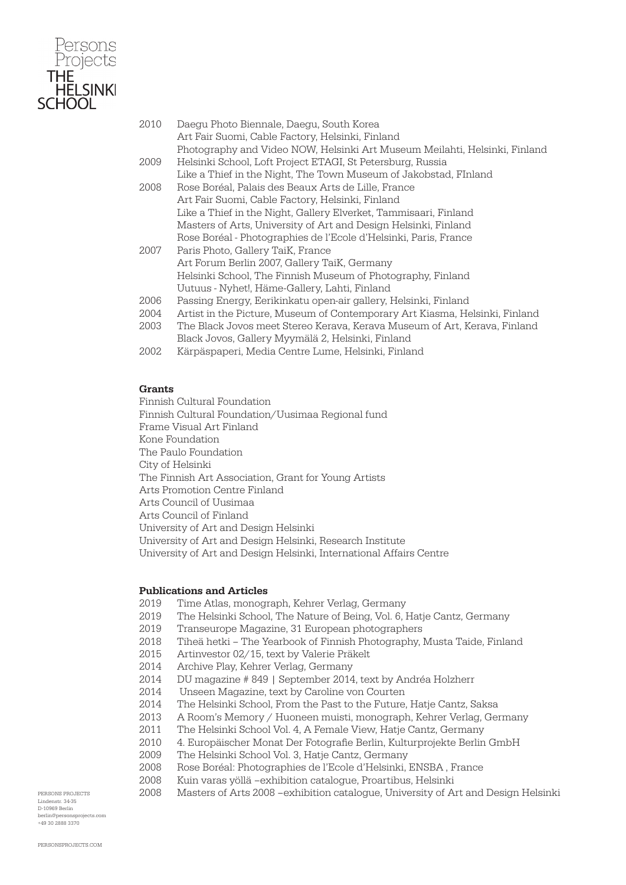2010 Daegu Photo Biennale, Daegu, South Korea
Art Fair Suomi, Cable Factory, Helsinki, Finland
Photography and Video NOW, Helsinki Art Museum Meilahti, Helsinki, Finland

2009 Helsinki School, Loft Project ETAGI, St Petersburg, Russia
Like a Thief in the Night, The Town Museum of Jakobstad, FInland

2008 Rose Boréal, Palais des Beaux Arts de Lille, France
Art Fair Suomi, Cable Factory, Helsinki, Finland
Like a Thief in the Night, Gallery Elverket, Tammisaari, Finland
Masters of Arts, University of Art and Design Helsinki, Finland
Rose Boréal - Photographies de l'Ecole d'Helsinki, Paris, France

2007 Paris Photo, Gallery TaiK, France
Art Forum Berlin 2007, Gallery TaiK, Germany
Helsinki School, The Finnish Museum of Photography, Finland
Uutuus - Nyhet!, Häme-Gallery, Lahti, Finland

2006 Passing Energy, Eerikinkatu open-air gallery, Helsinki, Finland

2004 Artist in the Picture, Museum of Contemporary Art Kiasma, Helsinki, Finland

2003 The Black Jovos meet Stereo Kerava, Kerava Museum of Art, Kerava, Finland
Black Jovos, Gallery Myymälä 2, Helsinki, Finland

2002 Kärpäspaperi, Media Centre Lume, Helsinki, Finland

**Grants**

Finnish Cultural Foundation
Finnish Cultural Foundation/Uusimaa Regional fund
Frame Visual Art Finland
Kone Foundation
The Paulo Foundation
City of Helsinki
The Finnish Art Association, Grant for Young Artists
Arts Promotion Centre Finland
Arts Council of Uusimaa
Arts Council of Finland
University of Art and Design Helsinki
University of Art and Design Helsinki, Research Institute
University of Art and Design Helsinki, International Affairs Centre

**Publications and Articles**

2019 Time Atlas, monograph, Kehrer Verlag, Germany
2019 The Helsinki School, The Nature of Being, Vol. 6, Hatje Cantz, Germany
2019 Transeurope Magazine, 31 European photographers
2018 Tiheä hetki – The Yearbook of Finnish Photography, Musta Taide, Finland
2015 Artinvestor 02/15, text by Valerie Präkelt
2014 Archive Play, Kehrer Verlag, Germany
2014 DU magazine # 849 | September 2014, text by Andréa Holzherr
2014 Unseen Magazine, text by Caroline von Courten
2014 The Helsinki School, From the Past to the Future, Hatje Cantz, Saksa
2013 A Room's Memory / Huoneen muisti, monograph, Kehrer Verlag, Germany
2011 The Helsinki School Vol. 4, A Female View, Hatje Cantz, Germany
2010 4. Europäischer Monat Der Fotografie Berlin, Kulturprojekte Berlin GmbH
2009 The Helsinki School Vol. 3, Hatje Cantz, Germany
2008 Rose Boréal: Photographies de l'Ecole d'Helsinki, ENSBA , France
2008 Kuin varas yöllä –exhibition catalogue, Proartibus, Helsinki
2008 Masters of Arts 2008 –exhibition catalogue, University of Art and Design Helsinki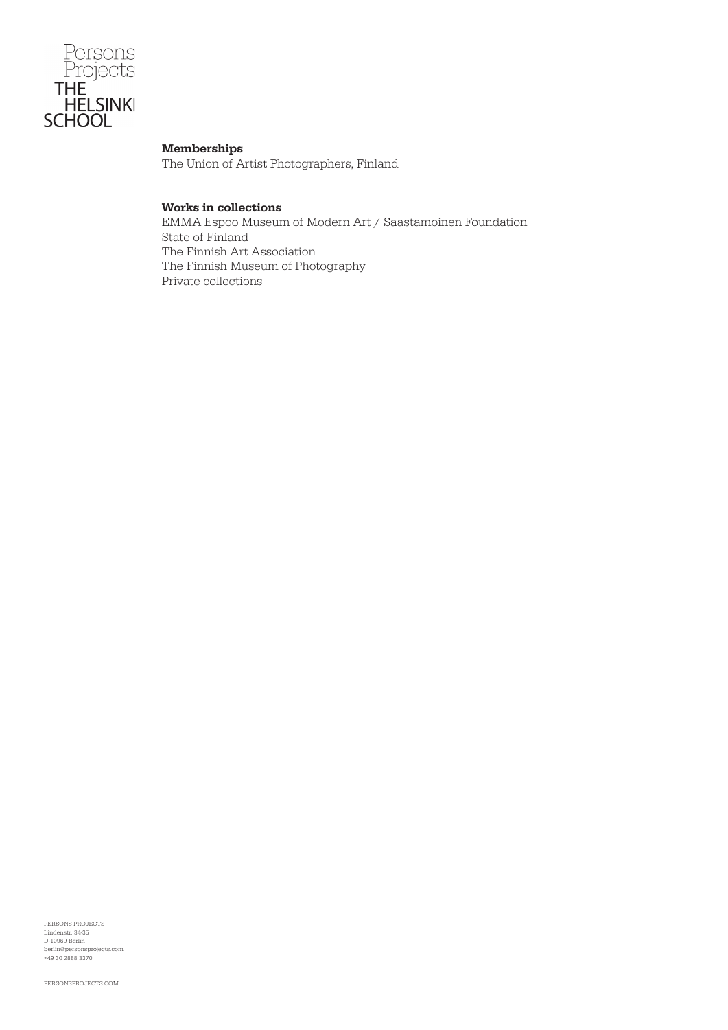**Memberships**
The Union of Artist Photographers, Finland

**Works in collections**
EMMA Espoo Museum of Modern Art / Saastamoinen Foundation
State of Finland
The Finnish Art Association
The Finnish Museum of Photography
Private collections